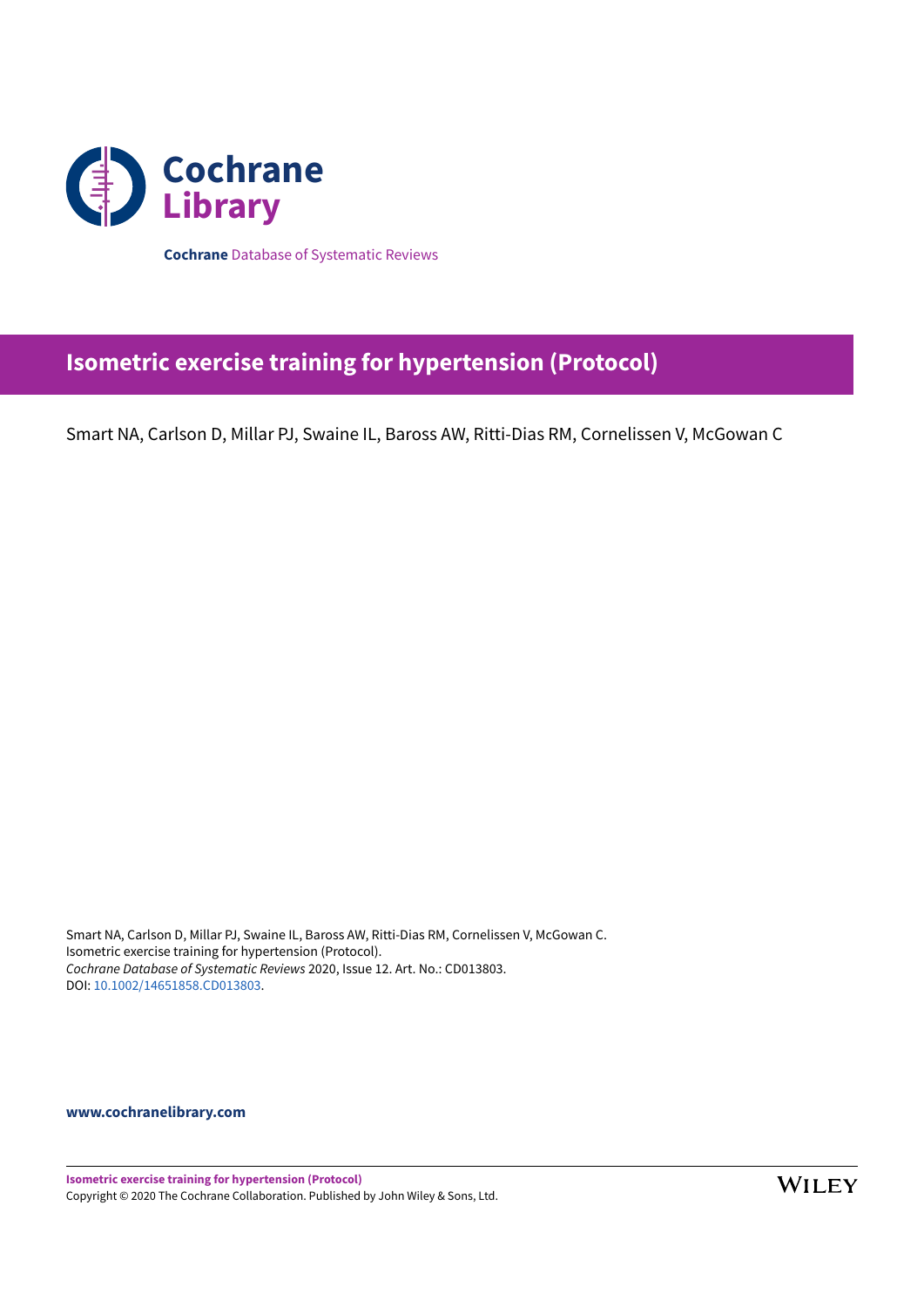Cochrane Library

**Cochrane** Database of Systematic Reviews

# Isometric exercise training for hypertension (Protocol)

Smart NA, Carlson D, Millar PJ, Swaine IL, Baross AW, Ritti-Dias RM, Cornelissen V, McGowan C

Smart NA, Carlson D, Millar PJ, Swaine IL, Baross AW, Ritti-Dias RM, Cornelissen V, McGowan C.
Isometric exercise training for hypertension (Protocol).
*Cochrane Database of Systematic Reviews* 2020, Issue 12. Art. No.: CD013803.
DOI: 10.1002/14651858.CD013803.

**www.cochranelibrary.com**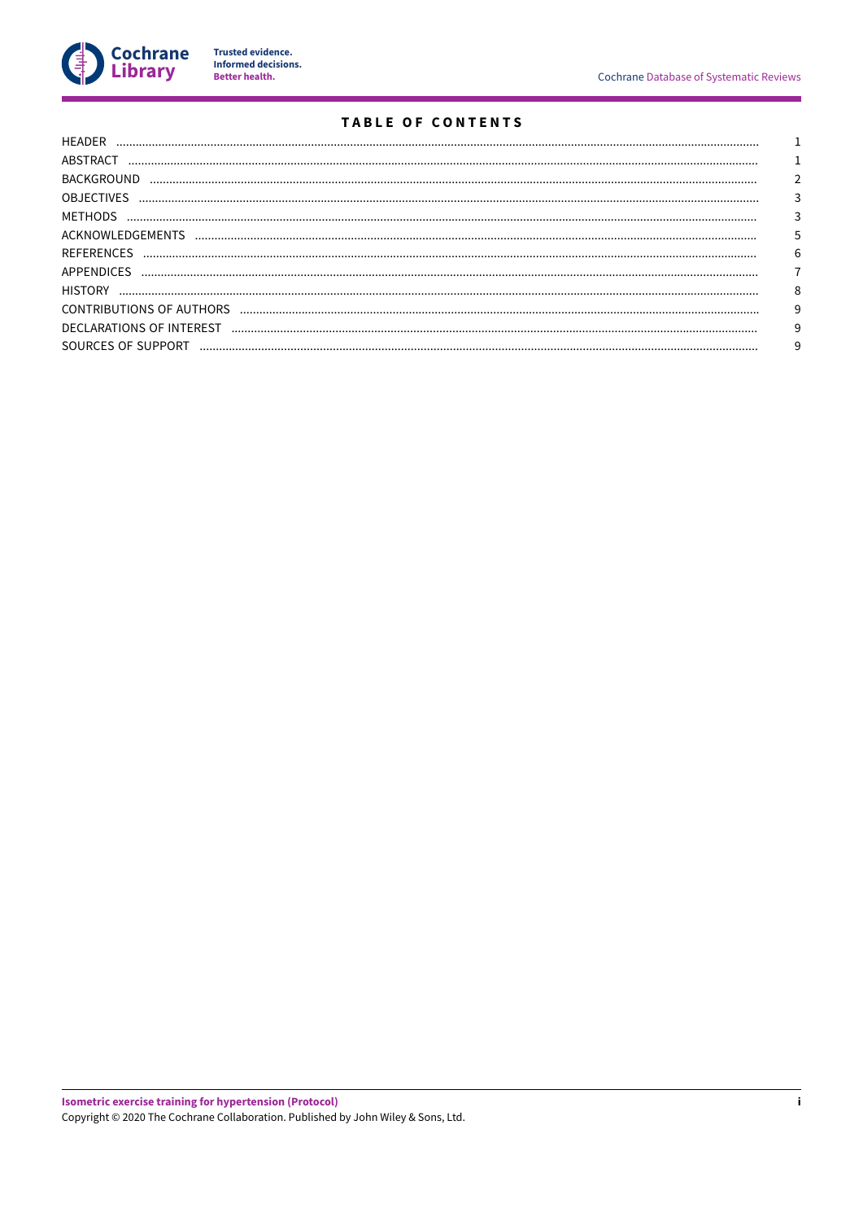# TABLE OF CONTENTS

| | |
|---|---|
| HEADER | 1 |
| ABSTRACT | 1 |
| BACKGROUND | 2 |
| OBJECTIVES | 3 |
| METHODS | 3 |
| ACKNOWLEDGEMENTS | 5 |
| REFERENCES | 6 |
| APPENDICES | 7 |
| HISTORY | 8 |
| CONTRIBUTIONS OF AUTHORS | 9 |
| DECLARATIONS OF INTEREST | 9 |
| SOURCES OF SUPPORT | 9 |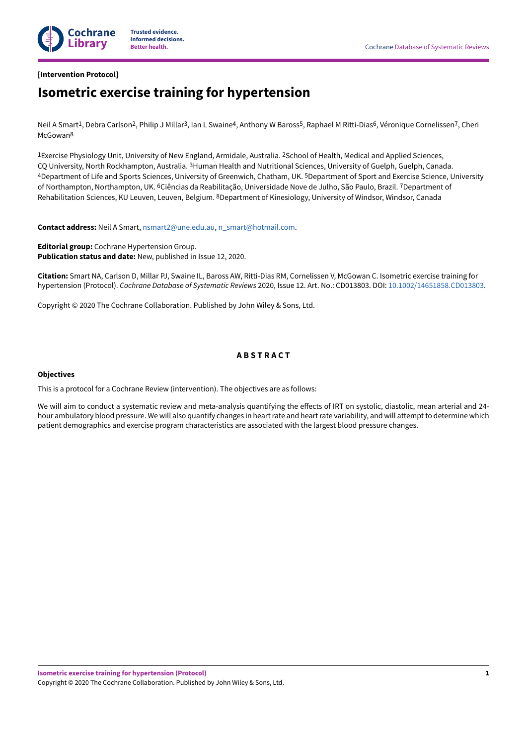[Intervention Protocol]

# Isometric exercise training for hypertension

Neil A Smart[1], Debra Carlson[2], Philip J Millar[3], Ian L Swaine[4], Anthony W Baross[5], Raphael M Ritti-Dias[6], Véronique Cornelissen[7], Cheri McGowan[8]

[1]Exercise Physiology Unit, University of New England, Armidale, Australia. [2]School of Health, Medical and Applied Sciences, CQ University, North Rockhampton, Australia. [3]Human Health and Nutritional Sciences, University of Guelph, Guelph, Canada. [4]Department of Life and Sports Sciences, University of Greenwich, Chatham, UK. [5]Department of Sport and Exercise Science, University of Northampton, Northampton, UK. [6]Ciências da Reabilitação, Universidade Nove de Julho, São Paulo, Brazil. [7]Department of Rehabilitation Sciences, KU Leuven, Leuven, Belgium. [8]Department of Kinesiology, University of Windsor, Windsor, Canada

**Contact address:** Neil A Smart, nsmart2@une.edu.au, n_smart@hotmail.com.

**Editorial group:** Cochrane Hypertension Group.
**Publication status and date:** New, published in Issue 12, 2020.

**Citation:** Smart NA, Carlson D, Millar PJ, Swaine IL, Baross AW, Ritti-Dias RM, Cornelissen V, McGowan C. Isometric exercise training for hypertension (Protocol). *Cochrane Database of Systematic Reviews* 2020, Issue 12. Art. No.: CD013803. DOI: 10.1002/14651858.CD013803.

Copyright © 2020 The Cochrane Collaboration. Published by John Wiley & Sons, Ltd.

## ABSTRACT

### Objectives

This is a protocol for a Cochrane Review (intervention). The objectives are as follows:

We will aim to conduct a systematic review and meta-analysis quantifying the effects of IRT on systolic, diastolic, mean arterial and 24-hour ambulatory blood pressure. We will also quantify changes in heart rate and heart rate variability, and will attempt to determine which patient demographics and exercise program characteristics are associated with the largest blood pressure changes.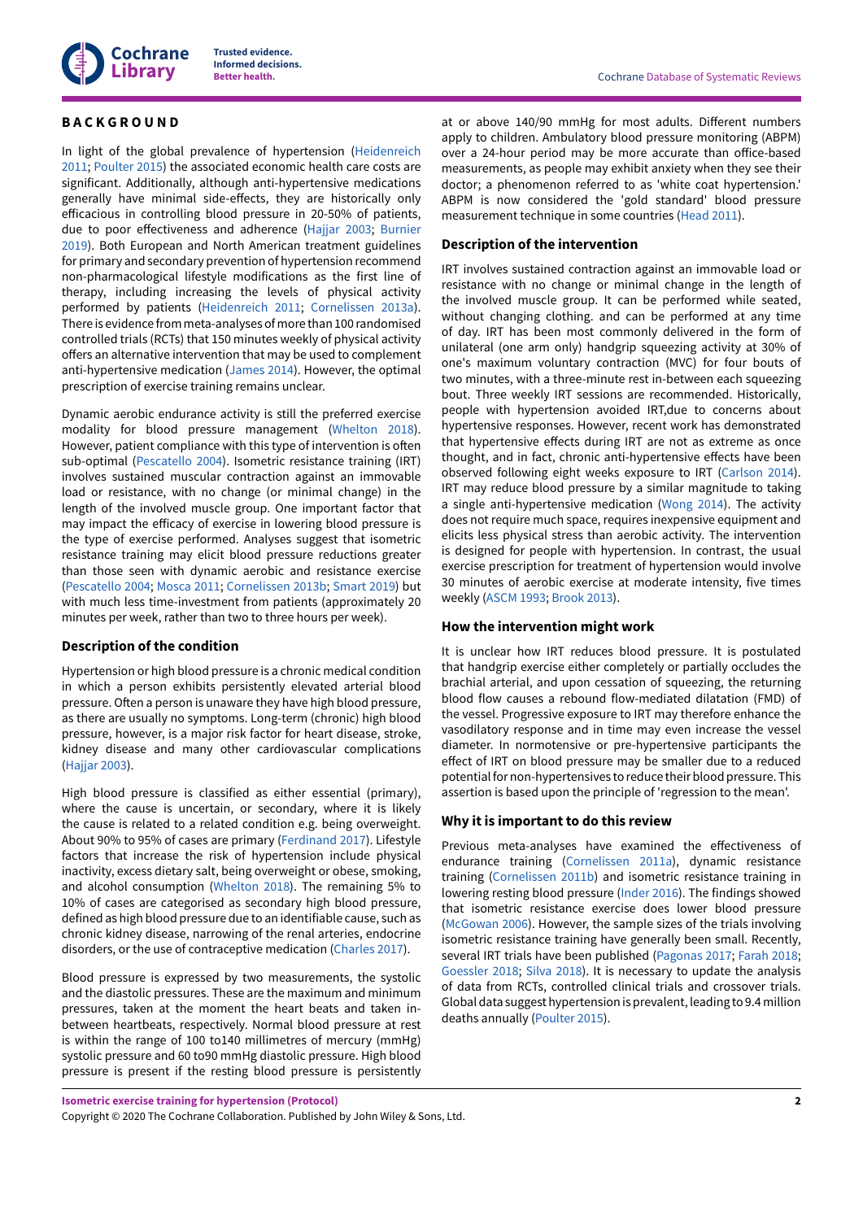# BACKGROUND

In light of the global prevalence of hypertension (Heidenreich 2011; Poulter 2015) the associated economic health care costs are significant. Additionally, although anti-hypertensive medications generally have minimal side-effects, they are historically only efficacious in controlling blood pressure in 20-50% of patients, due to poor effectiveness and adherence (Hajjar 2003; Burnier 2019). Both European and North American treatment guidelines for primary and secondary prevention of hypertension recommend non-pharmacological lifestyle modifications as the first line of therapy, including increasing the levels of physical activity performed by patients (Heidenreich 2011; Cornelissen 2013a). There is evidence from meta-analyses of more than 100 randomised controlled trials (RCTs) that 150 minutes weekly of physical activity offers an alternative intervention that may be used to complement anti-hypertensive medication (James 2014). However, the optimal prescription of exercise training remains unclear.

Dynamic aerobic endurance activity is still the preferred exercise modality for blood pressure management (Whelton 2018). However, patient compliance with this type of intervention is often sub-optimal (Pescatello 2004). Isometric resistance training (IRT) involves sustained muscular contraction against an immovable load or resistance, with no change (or minimal change) in the length of the involved muscle group. One important factor that may impact the efficacy of exercise in lowering blood pressure is the type of exercise performed. Analyses suggest that isometric resistance training may elicit blood pressure reductions greater than those seen with dynamic aerobic and resistance exercise (Pescatello 2004; Mosca 2011; Cornelissen 2013b; Smart 2019) but with much less time-investment from patients (approximately 20 minutes per week, rather than two to three hours per week).

## Description of the condition

Hypertension or high blood pressure is a chronic medical condition in which a person exhibits persistently elevated arterial blood pressure. Often a person is unaware they have high blood pressure, as there are usually no symptoms. Long-term (chronic) high blood pressure, however, is a major risk factor for heart disease, stroke, kidney disease and many other cardiovascular complications (Hajjar 2003).

High blood pressure is classified as either essential (primary), where the cause is uncertain, or secondary, where it is likely the cause is related to a related condition e.g. being overweight. About 90% to 95% of cases are primary (Ferdinand 2017). Lifestyle factors that increase the risk of hypertension include physical inactivity, excess dietary salt, being overweight or obese, smoking, and alcohol consumption (Whelton 2018). The remaining 5% to 10% of cases are categorised as secondary high blood pressure, defined as high blood pressure due to an identifiable cause, such as chronic kidney disease, narrowing of the renal arteries, endocrine disorders, or the use of contraceptive medication (Charles 2017).

Blood pressure is expressed by two measurements, the systolic and the diastolic pressures. These are the maximum and minimum pressures, taken at the moment the heart beats and taken in-between heartbeats, respectively. Normal blood pressure at rest is within the range of 100 to140 millimetres of mercury (mmHg) systolic pressure and 60 to90 mmHg diastolic pressure. High blood pressure is present if the resting blood pressure is persistently at or above 140/90 mmHg for most adults. Different numbers apply to children. Ambulatory blood pressure monitoring (ABPM) over a 24-hour period may be more accurate than office-based measurements, as people may exhibit anxiety when they see their doctor; a phenomenon referred to as 'white coat hypertension.' ABPM is now considered the 'gold standard' blood pressure measurement technique in some countries (Head 2011).

## Description of the intervention

IRT involves sustained contraction against an immovable load or resistance with no change or minimal change in the length of the involved muscle group. It can be performed while seated, without changing clothing. and can be performed at any time of day. IRT has been most commonly delivered in the form of unilateral (one arm only) handgrip squeezing activity at 30% of one's maximum voluntary contraction (MVC) for four bouts of two minutes, with a three-minute rest in-between each squeezing bout. Three weekly IRT sessions are recommended. Historically, people with hypertension avoided IRT,due to concerns about hypertensive responses. However, recent work has demonstrated that hypertensive effects during IRT are not as extreme as once thought, and in fact, chronic anti-hypertensive effects have been observed following eight weeks exposure to IRT (Carlson 2014). IRT may reduce blood pressure by a similar magnitude to taking a single anti-hypertensive medication (Wong 2014). The activity does not require much space, requires inexpensive equipment and elicits less physical stress than aerobic activity. The intervention is designed for people with hypertension. In contrast, the usual exercise prescription for treatment of hypertension would involve 30 minutes of aerobic exercise at moderate intensity, five times weekly (ASCM 1993; Brook 2013).

## How the intervention might work

It is unclear how IRT reduces blood pressure. It is postulated that handgrip exercise either completely or partially occludes the brachial arterial, and upon cessation of squeezing, the returning blood flow causes a rebound flow-mediated dilatation (FMD) of the vessel. Progressive exposure to IRT may therefore enhance the vasodilatory response and in time may even increase the vessel diameter. In normotensive or pre-hypertensive participants the effect of IRT on blood pressure may be smaller due to a reduced potential for non-hypertensives to reduce their blood pressure. This assertion is based upon the principle of 'regression to the mean'.

## Why it is important to do this review

Previous meta-analyses have examined the effectiveness of endurance training (Cornelissen 2011a), dynamic resistance training (Cornelissen 2011b) and isometric resistance training in lowering resting blood pressure (Inder 2016). The findings showed that isometric resistance exercise does lower blood pressure (McGowan 2006). However, the sample sizes of the trials involving isometric resistance training have generally been small. Recently, several IRT trials have been published (Pagonas 2017; Farah 2018; Goessler 2018; Silva 2018). It is necessary to update the analysis of data from RCTs, controlled clinical trials and crossover trials. Global data suggest hypertension is prevalent, leading to 9.4 million deaths annually (Poulter 2015).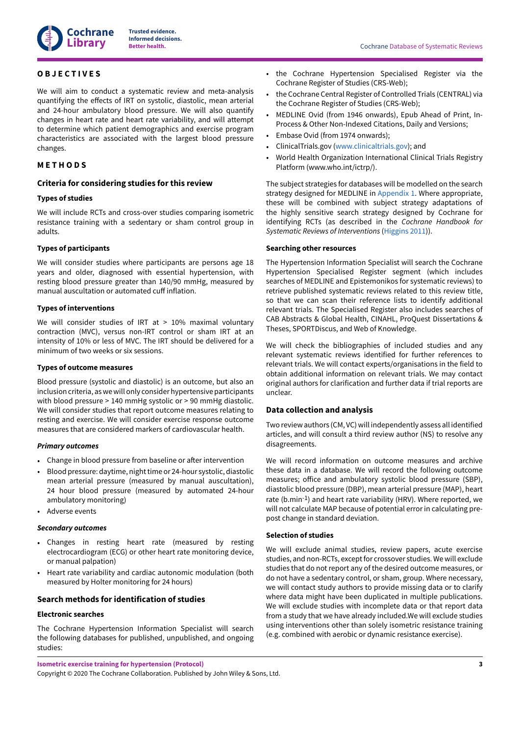## OBJECTIVES

We will aim to conduct a systematic review and meta-analysis quantifying the effects of IRT on systolic, diastolic, mean arterial and 24-hour ambulatory blood pressure. We will also quantify changes in heart rate and heart rate variability, and will attempt to determine which patient demographics and exercise program characteristics are associated with the largest blood pressure changes.

## METHODS

### Criteria for considering studies for this review

#### Types of studies

We will include RCTs and cross-over studies comparing isometric resistance training with a sedentary or sham control group in adults.

#### Types of participants

We will consider studies where participants are persons age 18 years and older, diagnosed with essential hypertension, with resting blood pressure greater than 140/90 mmHg, measured by manual auscultation or automated cuff inflation.

#### Types of interventions

We will consider studies of IRT at > 10% maximal voluntary contraction (MVC), versus non-IRT control or sham IRT at an intensity of 10% or less of MVC. The IRT should be delivered for a minimum of two weeks or six sessions.

#### Types of outcome measures

Blood pressure (systolic and diastolic) is an outcome, but also an inclusion criteria, as we will only consider hypertensive participants with blood pressure > 140 mmHg systolic or > 90 mmHg diastolic. We will consider studies that report outcome measures relating to resting and exercise. We will consider exercise response outcome measures that are considered markers of cardiovascular health.

##### *Primary outcomes*

- Change in blood pressure from baseline or after intervention
- Blood pressure: daytime, night time or 24-hour systolic, diastolic mean arterial pressure (measured by manual auscultation), 24 hour blood pressure (measured by automated 24-hour ambulatory monitoring)
- Adverse events

##### *Secondary outcomes*

- Changes in resting heart rate (measured by resting electrocardiogram (ECG) or other heart rate monitoring device, or manual palpation)
- Heart rate variability and cardiac autonomic modulation (both measured by Holter monitoring for 24 hours)

### Search methods for identification of studies

#### Electronic searches

The Cochrane Hypertension Information Specialist will search the following databases for published, unpublished, and ongoing studies:

- the Cochrane Hypertension Specialised Register via the Cochrane Register of Studies (CRS-Web);
- the Cochrane Central Register of Controlled Trials (CENTRAL) via the Cochrane Register of Studies (CRS-Web);
- MEDLINE Ovid (from 1946 onwards), Epub Ahead of Print, In-Process & Other Non-Indexed Citations, Daily and Versions;
- Embase Ovid (from 1974 onwards);
- ClinicalTrials.gov (www.clinicaltrials.gov); and
- World Health Organization International Clinical Trials Registry Platform (www.who.int/ictrp/).

The subject strategies for databases will be modelled on the search strategy designed for MEDLINE in Appendix 1. Where appropriate, these will be combined with subject strategy adaptations of the highly sensitive search strategy designed by Cochrane for identifying RCTs (as described in the *Cochrane Handbook for Systematic Reviews of Interventions* (Higgins 2011)).

#### Searching other resources

The Hypertension Information Specialist will search the Cochrane Hypertension Specialised Register segment (which includes searches of MEDLINE and Epistemonikos for systematic reviews) to retrieve published systematic reviews related to this review title, so that we can scan their reference lists to identify additional relevant trials. The Specialised Register also includes searches of CAB Abstracts & Global Health, CINAHL, ProQuest Dissertations & Theses, SPORTDiscus, and Web of Knowledge.

We will check the bibliographies of included studies and any relevant systematic reviews identified for further references to relevant trials. We will contact experts/organisations in the field to obtain additional information on relevant trials. We may contact original authors for clarification and further data if trial reports are unclear.

### Data collection and analysis

Two review authors (CM, VC) will independently assess all identified articles, and will consult a third review author (NS) to resolve any disagreements.

We will record information on outcome measures and archive these data in a database. We will record the following outcome measures; office and ambulatory systolic blood pressure (SBP), diastolic blood pressure (DBP), mean arterial pressure (MAP), heart rate ($b.min^{-1}$) and heart rate variability (HRV). Where reported, we will not calculate MAP because of potential error in calculating pre-post change in standard deviation.

#### Selection of studies

We will exclude animal studies, review papers, acute exercise studies, and non-RCTs, except for crossover studies. We will exclude studies that do not report any of the desired outcome measures, or do not have a sedentary control, or sham, group. Where necessary, we will contact study authors to provide missing data or to clarify where data might have been duplicated in multiple publications. We will exclude studies with incomplete data or that report data from a study that we have already included.We will exclude studies using interventions other than solely isometric resistance training (e.g. combined with aerobic or dynamic resistance exercise).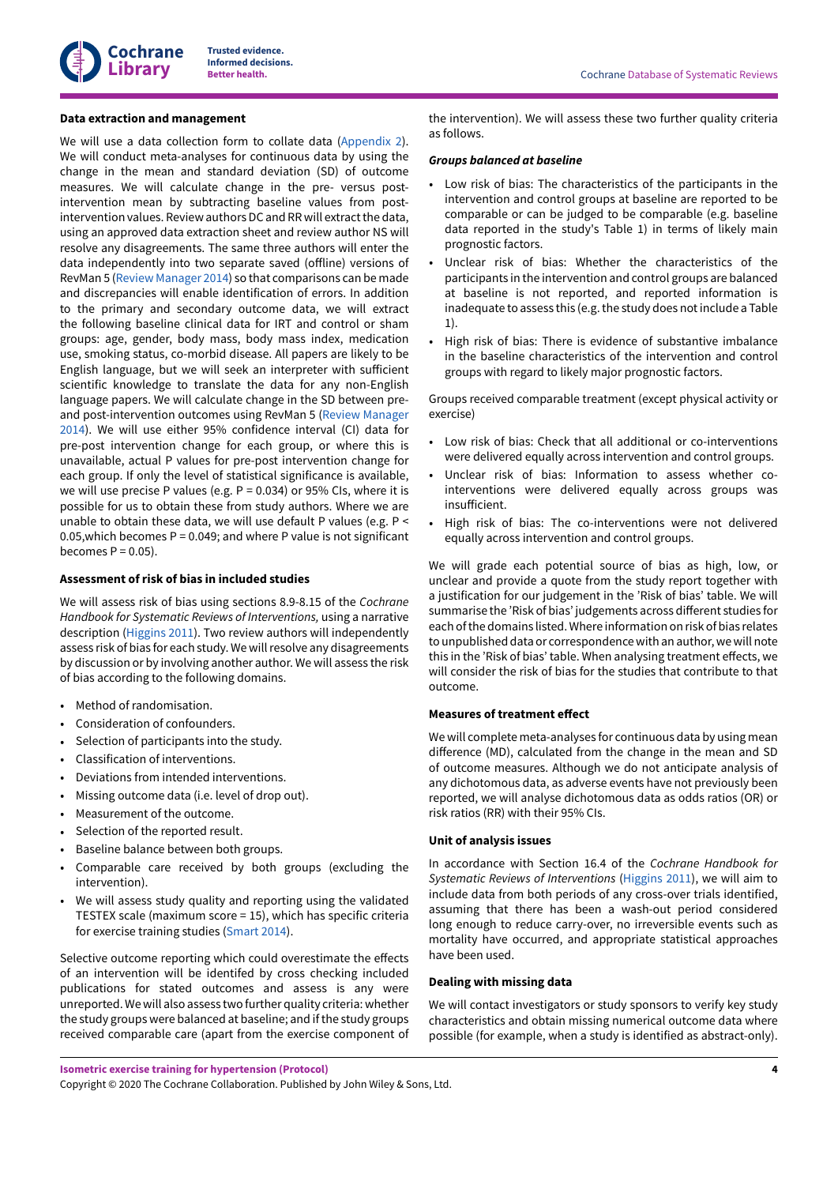### Data extraction and management

We will use a data collection form to collate data (Appendix 2). We will conduct meta-analyses for continuous data by using the change in the mean and standard deviation (SD) of outcome measures. We will calculate change in the pre- versus post-intervention mean by subtracting baseline values from post-intervention values. Review authors DC and RR will extract the data, using an approved data extraction sheet and review author NS will resolve any disagreements. The same three authors will enter the data independently into two separate saved (offline) versions of RevMan 5 (Review Manager 2014) so that comparisons can be made and discrepancies will enable identification of errors. In addition to the primary and secondary outcome data, we will extract the following baseline clinical data for IRT and control or sham groups: age, gender, body mass, body mass index, medication use, smoking status, co-morbid disease. All papers are likely to be English language, but we will seek an interpreter with sufficient scientific knowledge to translate the data for any non-English language papers. We will calculate change in the SD between pre- and post-intervention outcomes using RevMan 5 (Review Manager 2014). We will use either 95% confidence interval (CI) data for pre-post intervention change for each group, or where this is unavailable, actual P values for pre-post intervention change for each group. If only the level of statistical significance is available, we will use precise P values (e.g. $P = 0.034$) or 95% CIs, where it is possible for us to obtain these from study authors. Where we are unable to obtain these data, we will use default P values (e.g. $P < 0.05$, which becomes $P = 0.049$; and where P value is not significant becomes $P = 0.05$).

### Assessment of risk of bias in included studies

We will assess risk of bias using sections 8.9-8.15 of the *Cochrane Handbook for Systematic Reviews of Interventions,* using a narrative description (Higgins 2011). Two review authors will independently assess risk of bias for each study. We will resolve any disagreements by discussion or by involving another author. We will assess the risk of bias according to the following domains.

- Method of randomisation.
- Consideration of confounders.
- Selection of participants into the study.
- Classification of interventions.
- Deviations from intended interventions.
- Missing outcome data (i.e. level of drop out).
- Measurement of the outcome.
- Selection of the reported result.
- Baseline balance between both groups.
- Comparable care received by both groups (excluding the intervention).
- We will assess study quality and reporting using the validated TESTEX scale (maximum score = 15), which has specific criteria for exercise training studies (Smart 2014).

Selective outcome reporting which could overestimate the effects of an intervention will be identifed by cross checking included publications for stated outcomes and assess is any were unreported. We will also assess two further quality criteria: whether the study groups were balanced at baseline; and if the study groups received comparable care (apart from the exercise component of the intervention). We will assess these two further quality criteria as follows.

#### *Groups balanced at baseline*

- Low risk of bias: The characteristics of the participants in the intervention and control groups at baseline are reported to be comparable or can be judged to be comparable (e.g. baseline data reported in the study's Table 1) in terms of likely main prognostic factors.
- Unclear risk of bias: Whether the characteristics of the participants in the intervention and control groups are balanced at baseline is not reported, and reported information is inadequate to assess this (e.g. the study does not include a Table 1).
- High risk of bias: There is evidence of substantive imbalance in the baseline characteristics of the intervention and control groups with regard to likely major prognostic factors.

Groups received comparable treatment (except physical activity or exercise)

- Low risk of bias: Check that all additional or co-interventions were delivered equally across intervention and control groups.
- Unclear risk of bias: Information to assess whether co-interventions were delivered equally across groups was insufficient.
- High risk of bias: The co-interventions were not delivered equally across intervention and control groups.

We will grade each potential source of bias as high, low, or unclear and provide a quote from the study report together with a justification for our judgement in the 'Risk of bias' table. We will summarise the 'Risk of bias' judgements across different studies for each of the domains listed. Where information on risk of bias relates to unpublished data or correspondence with an author, we will note this in the 'Risk of bias' table. When analysing treatment effects, we will consider the risk of bias for the studies that contribute to that outcome.

### Measures of treatment effect

We will complete meta-analyses for continuous data by using mean difference (MD), calculated from the change in the mean and SD of outcome measures. Although we do not anticipate analysis of any dichotomous data, as adverse events have not previously been reported, we will analyse dichotomous data as odds ratios (OR) or risk ratios (RR) with their 95% CIs.

### Unit of analysis issues

In accordance with Section 16.4 of the *Cochrane Handbook for Systematic Reviews of Interventions* (Higgins 2011), we will aim to include data from both periods of any cross-over trials identified, assuming that there has been a wash-out period considered long enough to reduce carry-over, no irreversible events such as mortality have occurred, and appropriate statistical approaches have been used.

### Dealing with missing data

We will contact investigators or study sponsors to verify key study characteristics and obtain missing numerical outcome data where possible (for example, when a study is identified as abstract-only).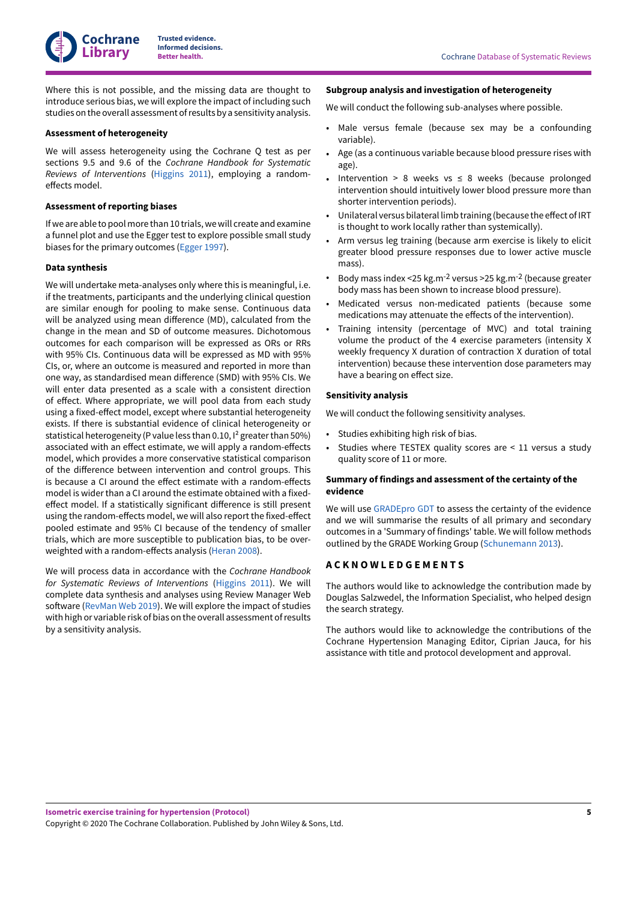Where this is not possible, and the missing data are thought to introduce serious bias, we will explore the impact of including such studies on the overall assessment of results by a sensitivity analysis.

### Assessment of heterogeneity

We will assess heterogeneity using the Cochrane Q test as per sections 9.5 and 9.6 of the *Cochrane Handbook for Systematic Reviews of Interventions* (Higgins 2011), employing a random-effects model.

### Assessment of reporting biases

If we are able to pool more than 10 trials, we will create and examine a funnel plot and use the Egger test to explore possible small study biases for the primary outcomes (Egger 1997).

### Data synthesis

We will undertake meta-analyses only where this is meaningful, i.e. if the treatments, participants and the underlying clinical question are similar enough for pooling to make sense. Continuous data will be analyzed using mean difference (MD), calculated from the change in the mean and SD of outcome measures. Dichotomous outcomes for each comparison will be expressed as ORs or RRs with 95% CIs. Continuous data will be expressed as MD with 95% CIs, or, where an outcome is measured and reported in more than one way, as standardised mean difference (SMD) with 95% CIs. We will enter data presented as a scale with a consistent direction of effect. Where appropriate, we will pool data from each study using a fixed-effect model, except where substantial heterogeneity exists. If there is substantial evidence of clinical heterogeneity or statistical heterogeneity (P value less than 0.10, $I^2$ greater than 50%) associated with an effect estimate, we will apply a random-effects model, which provides a more conservative statistical comparison of the difference between intervention and control groups. This is because a CI around the effect estimate with a random-effects model is wider than a CI around the estimate obtained with a fixed-effect model. If a statistically significant difference is still present using the random-effects model, we will also report the fixed-effect pooled estimate and 95% CI because of the tendency of smaller trials, which are more susceptible to publication bias, to be over-weighted with a random-effects analysis (Heran 2008).

We will process data in accordance with the *Cochrane Handbook for Systematic Reviews of Interventions* (Higgins 2011). We will complete data synthesis and analyses using Review Manager Web software (RevMan Web 2019). We will explore the impact of studies with high or variable risk of bias on the overall assessment of results by a sensitivity analysis.

### Subgroup analysis and investigation of heterogeneity

We will conduct the following sub-analyses where possible.

- Male versus female (because sex may be a confounding variable).
- Age (as a continuous variable because blood pressure rises with age).
- Intervention > 8 weeks vs ≤ 8 weeks (because prolonged intervention should intuitively lower blood pressure more than shorter intervention periods).
- Unilateral versus bilateral limb training (because the effect of IRT is thought to work locally rather than systemically).
- Arm versus leg training (because arm exercise is likely to elicit greater blood pressure responses due to lower active muscle mass).
- Body mass index <25 kg.m$^{-2}$ versus >25 kg.m$^{-2}$ (because greater body mass has been shown to increase blood pressure).
- Medicated versus non-medicated patients (because some medications may attenuate the effects of the intervention).
- Training intensity (percentage of MVC) and total training volume the product of the 4 exercise parameters (intensity X weekly frequency X duration of contraction X duration of total intervention) because these intervention dose parameters may have a bearing on effect size.

### Sensitivity analysis

We will conduct the following sensitivity analyses.

- Studies exhibiting high risk of bias.
- Studies where TESTEX quality scores are < 11 versus a study quality score of 11 or more.

### Summary of findings and assessment of the certainty of the evidence

We will use GRADEpro GDT to assess the certainty of the evidence and we will summarise the results of all primary and secondary outcomes in a 'Summary of findings' table. We will follow methods outlined by the GRADE Working Group (Schunemann 2013).

## ACKNOWLEDGEMENTS

The authors would like to acknowledge the contribution made by Douglas Salzwedel, the Information Specialist, who helped design the search strategy.

The authors would like to acknowledge the contributions of the Cochrane Hypertension Managing Editor, Ciprian Jauca, for his assistance with title and protocol development and approval.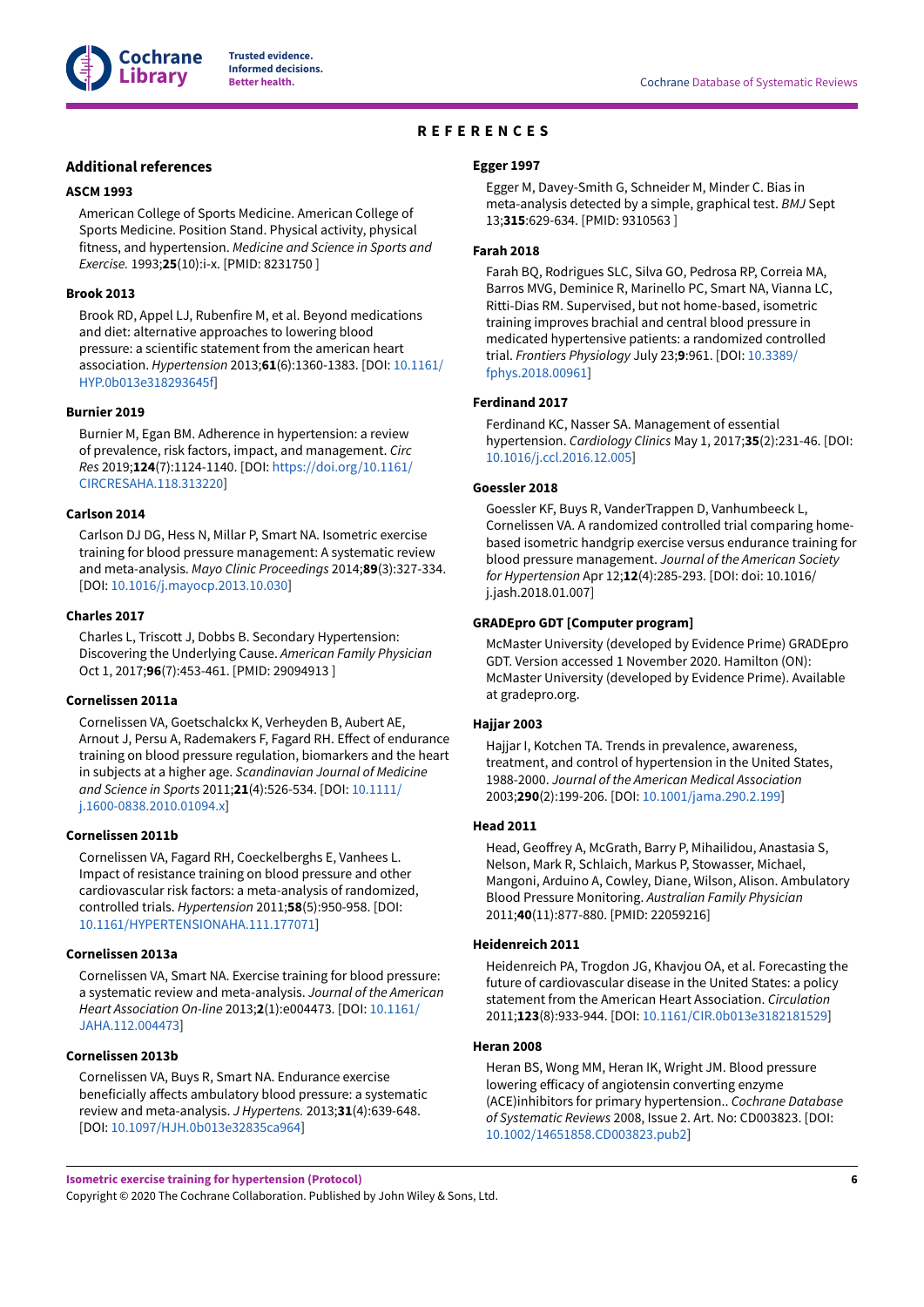# REFERENCES

## Additional references

**ASCM 1993**

American College of Sports Medicine. American College of Sports Medicine. Position Stand. Physical activity, physical fitness, and hypertension. *Medicine and Science in Sports and Exercise.* 1993;**25**(10):i-x. [PMID: 8231750 ]

**Brook 2013**

Brook RD, Appel LJ, Rubenfire M, et al. Beyond medications and diet: alternative approaches to lowering blood pressure: a scientific statement from the american heart association. *Hypertension* 2013;**61**(6):1360-1383. [DOI: 10.1161/HYP.0b013e318293645f]

**Burnier 2019**

Burnier M, Egan BM. Adherence in hypertension: a review of prevalence, risk factors, impact, and management. *Circ Res* 2019;**124**(7):1124-1140. [DOI: https://doi.org/10.1161/CIRCRESAHA.118.313220]

**Carlson 2014**

Carlson DJ DG, Hess N, Millar P, Smart NA. Isometric exercise training for blood pressure management: A systematic review and meta-analysis. *Mayo Clinic Proceedings* 2014;**89**(3):327-334. [DOI: 10.1016/j.mayocp.2013.10.030]

**Charles 2017**

Charles L, Triscott J, Dobbs B. Secondary Hypertension: Discovering the Underlying Cause. *American Family Physician* Oct 1, 2017;**96**(7):453-461. [PMID: 29094913 ]

**Cornelissen 2011a**

Cornelissen VA, Goetschalckx K, Verheyden B, Aubert AE, Arnout J, Persu A, Rademakers F, Fagard RH. Effect of endurance training on blood pressure regulation, biomarkers and the heart in subjects at a higher age. *Scandinavian Journal of Medicine and Science in Sports* 2011;**21**(4):526-534. [DOI: 10.1111/j.1600-0838.2010.01094.x]

**Cornelissen 2011b**

Cornelissen VA, Fagard RH, Coeckelberghs E, Vanhees L. Impact of resistance training on blood pressure and other cardiovascular risk factors: a meta-analysis of randomized, controlled trials. *Hypertension* 2011;**58**(5):950-958. [DOI: 10.1161/HYPERTENSIONAHA.111.177071]

**Cornelissen 2013a**

Cornelissen VA, Smart NA. Exercise training for blood pressure: a systematic review and meta-analysis. *Journal of the American Heart Association On-line* 2013;**2**(1):e004473. [DOI: 10.1161/JAHA.112.004473]

**Cornelissen 2013b**

Cornelissen VA, Buys R, Smart NA. Endurance exercise beneficially affects ambulatory blood pressure: a systematic review and meta-analysis. *J Hypertens.* 2013;**31**(4):639-648. [DOI: 10.1097/HJH.0b013e32835ca964]

**Egger 1997**

Egger M, Davey-Smith G, Schneider M, Minder C. Bias in meta-analysis detected by a simple, graphical test. *BMJ* Sept 13;**315**:629-634. [PMID: 9310563 ]

**Farah 2018**

Farah BQ, Rodrigues SLC, Silva GO, Pedrosa RP, Correia MA, Barros MVG, Deminice R, Marinello PC, Smart NA, Vianna LC, Ritti-Dias RM. Supervised, but not home-based, isometric training improves brachial and central blood pressure in medicated hypertensive patients: a randomized controlled trial. *Frontiers Physiology* July 23;**9**:961. [DOI: 10.3389/fphys.2018.00961]

**Ferdinand 2017**

Ferdinand KC, Nasser SA. Management of essential hypertension. *Cardiology Clinics* May 1, 2017;**35**(2):231-46. [DOI: 10.1016/j.ccl.2016.12.005]

**Goessler 2018**

Goessler KF, Buys R, VanderTrappen D, Vanhumbeeck L, Cornelissen VA. A randomized controlled trial comparing home-based isometric handgrip exercise versus endurance training for blood pressure management. *Journal of the American Society for Hypertension* Apr 12;**12**(4):285-293. [DOI: doi: 10.1016/j.jash.2018.01.007]

**GRADEpro GDT [Computer program]**

McMaster University (developed by Evidence Prime) GRADEpro GDT. Version accessed 1 November 2020. Hamilton (ON): McMaster University (developed by Evidence Prime). Available at gradepro.org.

**Hajjar 2003**

Hajjar I, Kotchen TA. Trends in prevalence, awareness, treatment, and control of hypertension in the United States, 1988-2000. *Journal of the American Medical Association* 2003;**290**(2):199-206. [DOI: 10.1001/jama.290.2.199]

**Head 2011**

Head, Geoffrey A, McGrath, Barry P, Mihailidou, Anastasia S, Nelson, Mark R, Schlaich, Markus P, Stowasser, Michael, Mangoni, Arduino A, Cowley, Diane, Wilson, Alison. Ambulatory Blood Pressure Monitoring. *Australian Family Physician* 2011;**40**(11):877-880. [PMID: 22059216]

**Heidenreich 2011**

Heidenreich PA, Trogdon JG, Khavjou OA, et al. Forecasting the future of cardiovascular disease in the United States: a policy statement from the American Heart Association. *Circulation* 2011;**123**(8):933-944. [DOI: 10.1161/CIR.0b013e3182181529]

**Heran 2008**

Heran BS, Wong MM, Heran IK, Wright JM. Blood pressure lowering efficacy of angiotensin converting enzyme (ACE)inhibitors for primary hypertension.. *Cochrane Database of Systematic Reviews* 2008, Issue 2. Art. No: CD003823. [DOI: 10.1002/14651858.CD003823.pub2]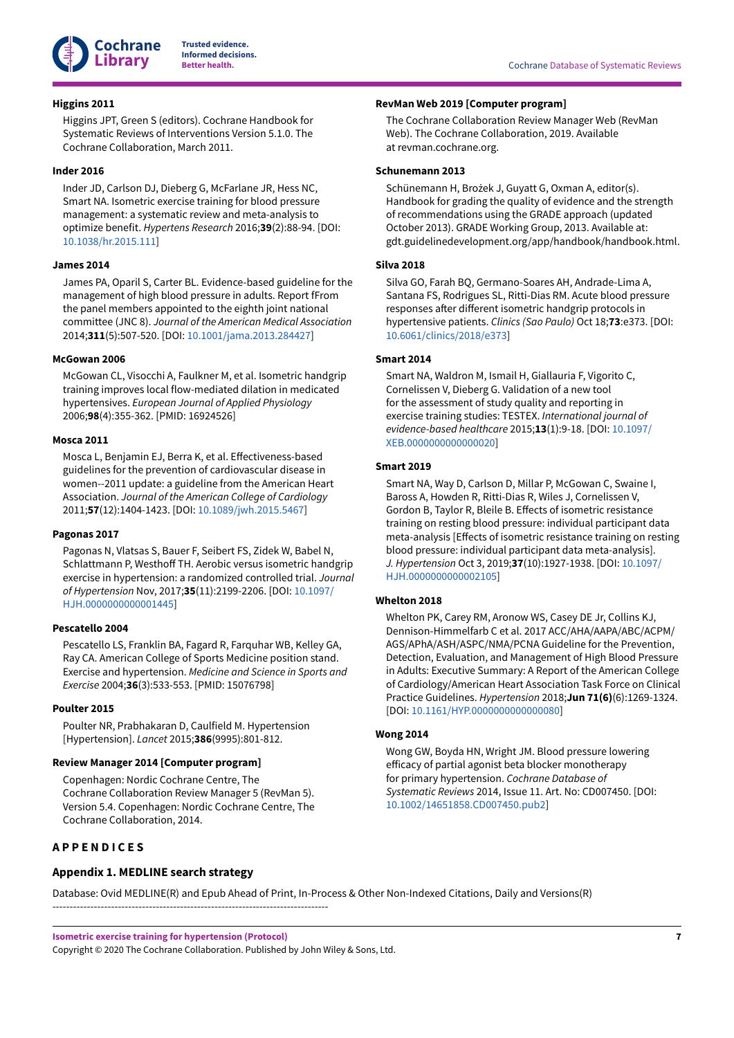**Higgins 2011**

Higgins JPT, Green S (editors). Cochrane Handbook for Systematic Reviews of Interventions Version 5.1.0. The Cochrane Collaboration, March 2011.

**Inder 2016**

Inder JD, Carlson DJ, Dieberg G, McFarlane JR, Hess NC, Smart NA. Isometric exercise training for blood pressure management: a systematic review and meta-analysis to optimize benefit. *Hypertens Research* 2016;**39**(2):88-94. [DOI: 10.1038/hr.2015.111]

**James 2014**

James PA, Oparil S, Carter BL. Evidence-based guideline for the management of high blood pressure in adults. Report fFrom the panel members appointed to the eighth joint national committee (JNC 8). *Journal of the American Medical Association* 2014;**311**(5):507-520. [DOI: 10.1001/jama.2013.284427]

**McGowan 2006**

McGowan CL, Visocchi A, Faulkner M, et al. Isometric handgrip training improves local flow-mediated dilation in medicated hypertensives. *European Journal of Applied Physiology* 2006;**98**(4):355-362. [PMID: 16924526]

**Mosca 2011**

Mosca L, Benjamin EJ, Berra K, et al. Effectiveness-based guidelines for the prevention of cardiovascular disease in women--2011 update: a guideline from the American Heart Association. *Journal of the American College of Cardiology* 2011;**57**(12):1404-1423. [DOI: 10.1089/jwh.2015.5467]

**Pagonas 2017**

Pagonas N, Vlatsas S, Bauer F, Seibert FS, Zidek W, Babel N, Schlattmann P, Westhoff TH. Aerobic versus isometric handgrip exercise in hypertension: a randomized controlled trial. *Journal of Hypertension* Nov, 2017;**35**(11):2199-2206. [DOI: 10.1097/HJH.0000000000001445]

**Pescatello 2004**

Pescatello LS, Franklin BA, Fagard R, Farquhar WB, Kelley GA, Ray CA. American College of Sports Medicine position stand. Exercise and hypertension. *Medicine and Science in Sports and Exercise* 2004;**36**(3):533-553. [PMID: 15076798]

**Poulter 2015**

Poulter NR, Prabhakaran D, Caulfield M. Hypertension [Hypertension]. *Lancet* 2015;**386**(9995):801-812.

**Review Manager 2014 [Computer program]**

Copenhagen: Nordic Cochrane Centre, The Cochrane Collaboration Review Manager 5 (RevMan 5). Version 5.4. Copenhagen: Nordic Cochrane Centre, The Cochrane Collaboration, 2014.

**RevMan Web 2019 [Computer program]**

The Cochrane Collaboration Review Manager Web (RevMan Web). The Cochrane Collaboration, 2019. Available at revman.cochrane.org.

**Schunemann 2013**

Schünemann H, Brożek J, Guyatt G, Oxman A, editor(s). Handbook for grading the quality of evidence and the strength of recommendations using the GRADE approach (updated October 2013). GRADE Working Group, 2013. Available at: gdt.guidelinedevelopment.org/app/handbook/handbook.html.

**Silva 2018**

Silva GO, Farah BQ, Germano-Soares AH, Andrade-Lima A, Santana FS, Rodrigues SL, Ritti-Dias RM. Acute blood pressure responses after different isometric handgrip protocols in hypertensive patients. *Clinics (Sao Paulo)* Oct 18;**73**:e373. [DOI: 10.6061/clinics/2018/e373]

**Smart 2014**

Smart NA, Waldron M, Ismail H, Giallauria F, Vigorito C, Cornelissen V, Dieberg G. Validation of a new tool for the assessment of study quality and reporting in exercise training studies: TESTEX. *International journal of evidence-based healthcare* 2015;**13**(1):9-18. [DOI: 10.1097/XEB.0000000000000020]

**Smart 2019**

Smart NA, Way D, Carlson D, Millar P, McGowan C, Swaine I, Baross A, Howden R, Ritti-Dias R, Wiles J, Cornelissen V, Gordon B, Taylor R, Bleile B. Effects of isometric resistance training on resting blood pressure: individual participant data meta-analysis [Effects of isometric resistance training on resting blood pressure: individual participant data meta-analysis]. *J. Hypertension* Oct 3, 2019;**37**(10):1927-1938. [DOI: 10.1097/HJH.0000000000002105]

**Whelton 2018**

Whelton PK, Carey RM, Aronow WS, Casey DE Jr, Collins KJ, Dennison-Himmelfarb C et al. 2017 ACC/AHA/AAPA/ABC/ACPM/AGS/APhA/ASH/ASPC/NMA/PCNA Guideline for the Prevention, Detection, Evaluation, and Management of High Blood Pressure in Adults: Executive Summary: A Report of the American College of Cardiology/American Heart Association Task Force on Clinical Practice Guidelines. *Hypertension* 2018;**Jun 71(6)**(6):1269-1324. [DOI: 10.1161/HYP.0000000000000080]

**Wong 2014**

Wong GW, Boyda HN, Wright JM. Blood pressure lowering efficacy of partial agonist beta blocker monotherapy for primary hypertension. *Cochrane Database of Systematic Reviews* 2014, Issue 11. Art. No: CD007450. [DOI: 10.1002/14651858.CD007450.pub2]

# APPENDICES

## Appendix 1. MEDLINE search strategy

Database: Ovid MEDLINE(R) and Epub Ahead of Print, In-Process & Other Non-Indexed Citations, Daily and Versions(R)

--------------------------------------------------------------------------------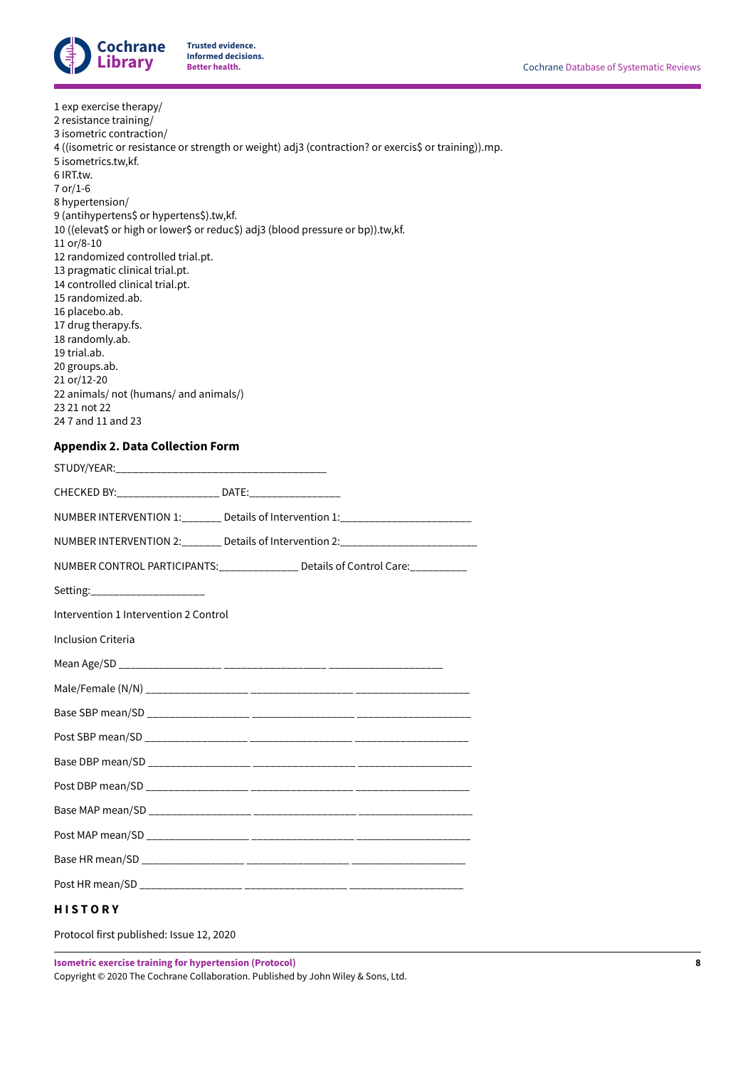1 exp exercise therapy/
2 resistance training/
3 isometric contraction/
4 ((isometric or resistance or strength or weight) adj3 (contraction? or exercis$ or training)).mp.
5 isometrics.tw,kf.
6 IRT.tw.
7 or/1-6
8 hypertension/
9 (antihypertens$ or hypertens$).tw,kf.
10 ((elevat$ or high or lower$ or reduc$) adj3 (blood pressure or bp)).tw,kf.
11 or/8-10
12 randomized controlled trial.pt.
13 pragmatic clinical trial.pt.
14 controlled clinical trial.pt.
15 randomized.ab.
16 placebo.ab.
17 drug therapy.fs.
18 randomly.ab.
19 trial.ab.
20 groups.ab.
21 or/12-20
22 animals/ not (humans/ and animals/)
23 21 not 22
24 7 and 11 and 23

### Appendix 2. Data Collection Form

STUDY/YEAR:_____________________________________

CHECKED BY:__________________ DATE:________________

NUMBER INTERVENTION 1:_______ Details of Intervention 1:_______________________

NUMBER INTERVENTION 2:_______ Details of Intervention 2:________________________

NUMBER CONTROL PARTICIPANTS:______________ Details of Control Care:__________

Setting:____________________

Intervention 1 Intervention 2 Control

Inclusion Criteria

Mean Age/SD __________________ __________________ ____________________

Male/Female (N/N) __________________ __________________ ____________________

Base SBP mean/SD __________________ __________________ ____________________

Post SBP mean/SD __________________ __________________ ____________________

Base DBP mean/SD __________________ __________________ ____________________

Post DBP mean/SD __________________ __________________ ____________________

Base MAP mean/SD __________________ __________________ ____________________

Post MAP mean/SD __________________ __________________ ____________________

Base HR mean/SD __________________ __________________ ____________________

Post HR mean/SD __________________ __________________ ____________________

## HISTORY

Protocol first published: Issue 12, 2020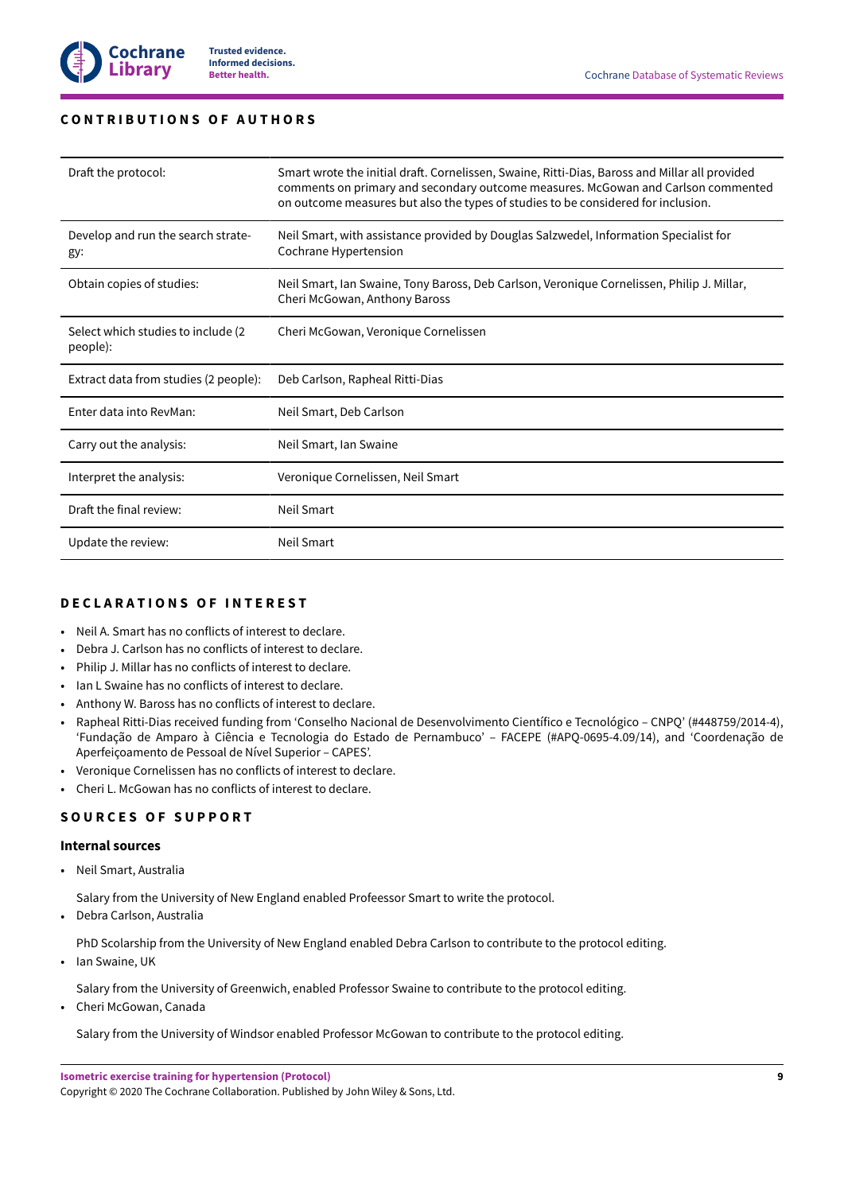## CONTRIBUTIONS OF AUTHORS

| | |
|---|---|
| Draft the protocol: | Smart wrote the initial draft. Cornelissen, Swaine, Ritti-Dias, Baross and Millar all provided comments on primary and secondary outcome measures. McGowan and Carlson commented on outcome measures but also the types of studies to be considered for inclusion. |
| Develop and run the search strategy: | Neil Smart, with assistance provided by Douglas Salzwedel, Information Specialist for Cochrane Hypertension |
| Obtain copies of studies: | Neil Smart, Ian Swaine, Tony Baross, Deb Carlson, Veronique Cornelissen, Philip J. Millar, Cheri McGowan, Anthony Baross |
| Select which studies to include (2 people): | Cheri McGowan, Veronique Cornelissen |
| Extract data from studies (2 people): | Deb Carlson, Rapheal Ritti-Dias |
| Enter data into RevMan: | Neil Smart, Deb Carlson |
| Carry out the analysis: | Neil Smart, Ian Swaine |
| Interpret the analysis: | Veronique Cornelissen, Neil Smart |
| Draft the final review: | Neil Smart |
| Update the review: | Neil Smart |

## DECLARATIONS OF INTEREST

- Neil A. Smart has no conflicts of interest to declare.
- Debra J. Carlson has no conflicts of interest to declare.
- Philip J. Millar has no conflicts of interest to declare.
- Ian L Swaine has no conflicts of interest to declare.
- Anthony W. Baross has no conflicts of interest to declare.
- Rapheal Ritti-Dias received funding from 'Conselho Nacional de Desenvolvimento Científico e Tecnológico – CNPQ' (#448759/2014-4), 'Fundação de Amparo à Ciência e Tecnologia do Estado de Pernambuco' – FACEPE (#APQ-0695-4.09/14), and 'Coordenação de Aperfeiçoamento de Pessoal de Nível Superior – CAPES'.
- Veronique Cornelissen has no conflicts of interest to declare.
- Cheri L. McGowan has no conflicts of interest to declare.

## SOURCES OF SUPPORT

### Internal sources

- Neil Smart, Australia

  Salary from the University of New England enabled Profeessor Smart to write the protocol.
- Debra Carlson, Australia

  PhD Scolarship from the University of New England enabled Debra Carlson to contribute to the protocol editing.
- Ian Swaine, UK

  Salary from the University of Greenwich, enabled Professor Swaine to contribute to the protocol editing.
- Cheri McGowan, Canada

  Salary from the University of Windsor enabled Professor McGowan to contribute to the protocol editing.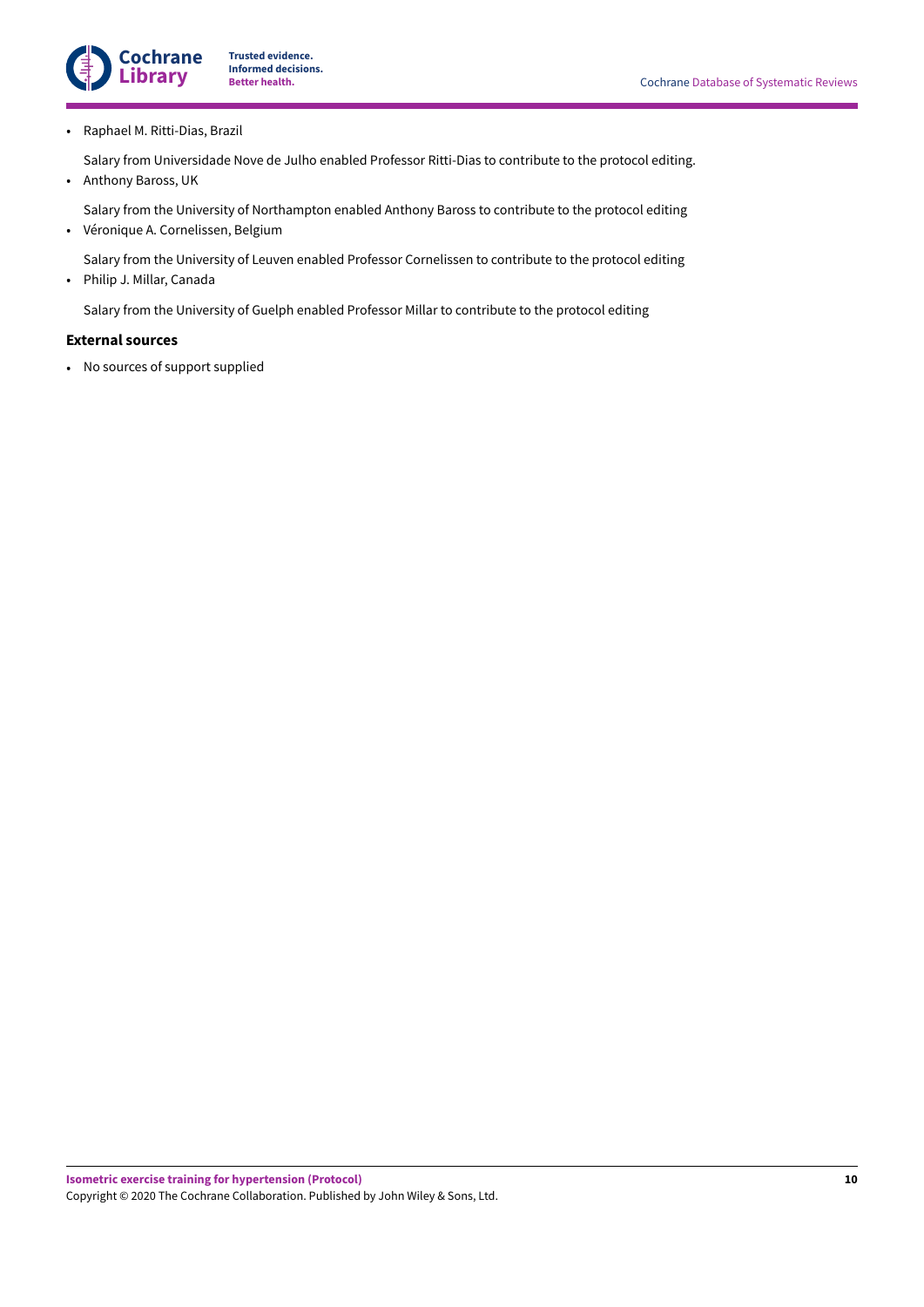- Raphael M. Ritti-Dias, Brazil

  Salary from Universidade Nove de Julho enabled Professor Ritti-Dias to contribute to the protocol editing.

- Anthony Baross, UK

  Salary from the University of Northampton enabled Anthony Baross to contribute to the protocol editing

- Véronique A. Cornelissen, Belgium

  Salary from the University of Leuven enabled Professor Cornelissen to contribute to the protocol editing

- Philip J. Millar, Canada

  Salary from the University of Guelph enabled Professor Millar to contribute to the protocol editing

### External sources

- No sources of support supplied